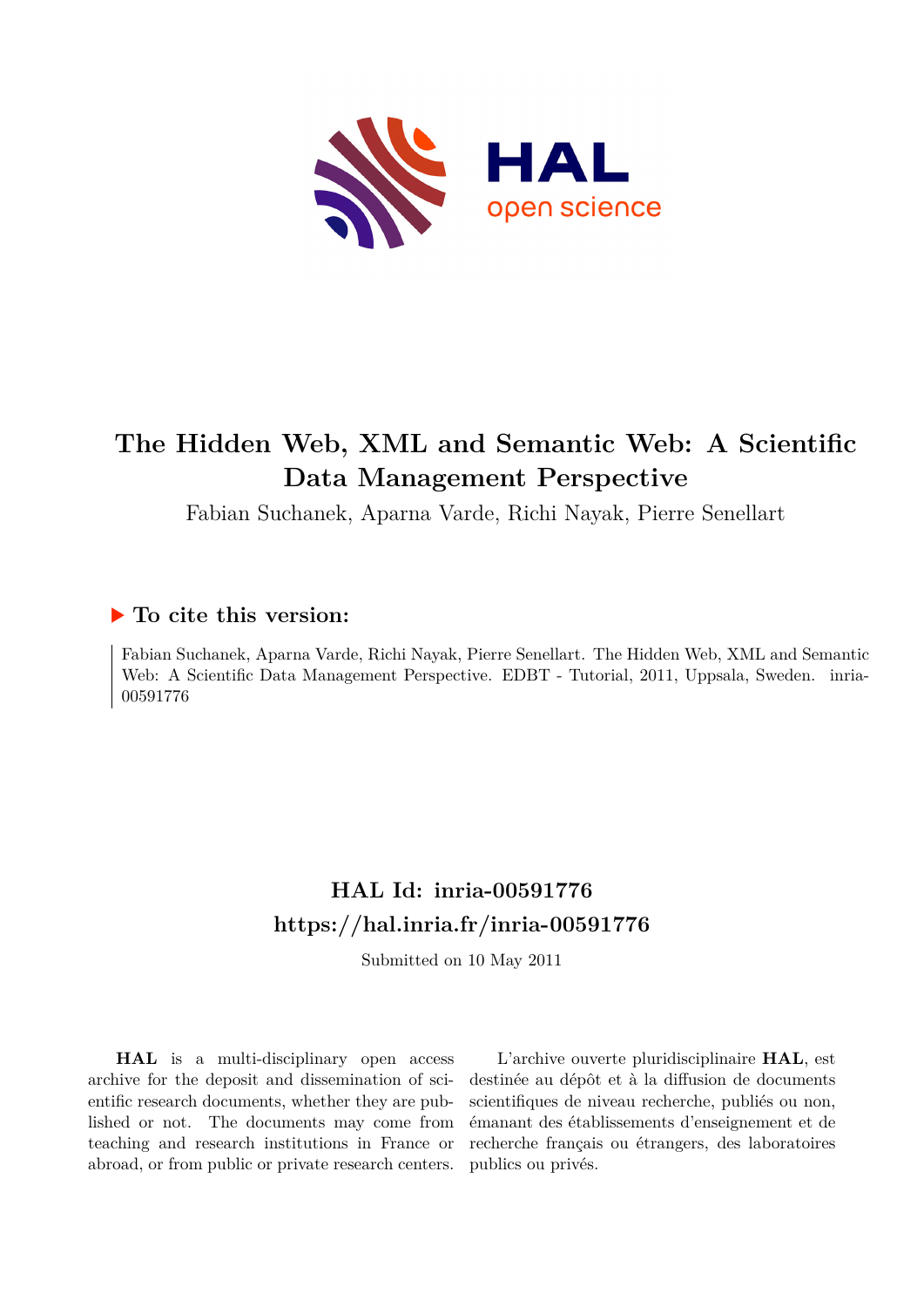# The Hidden Web, XML and Semantic Web: A Scientific Data Management Perspective

Fabian Suchanek, Aparna Varde, Richi Nayak, Pierre Senellart

## ▶ To cite this version:

Fabian Suchanek, Aparna Varde, Richi Nayak, Pierre Senellart. The Hidden Web, XML and Semantic Web: A Scientific Data Management Perspective. EDBT - Tutorial, 2011, Uppsala, Sweden. inria-00591776

## HAL Id: inria-00591776
## https://hal.inria.fr/inria-00591776

Submitted on 10 May 2011

**HAL** is a multi-disciplinary open access archive for the deposit and dissemination of scientific research documents, whether they are published or not. The documents may come from teaching and research institutions in France or abroad, or from public or private research centers.

L'archive ouverte pluridisciplinaire **HAL**, est destinée au dépôt et à la diffusion de documents scientifiques de niveau recherche, publiés ou non, émanant des établissements d'enseignement et de recherche français ou étrangers, des laboratoires publics ou privés.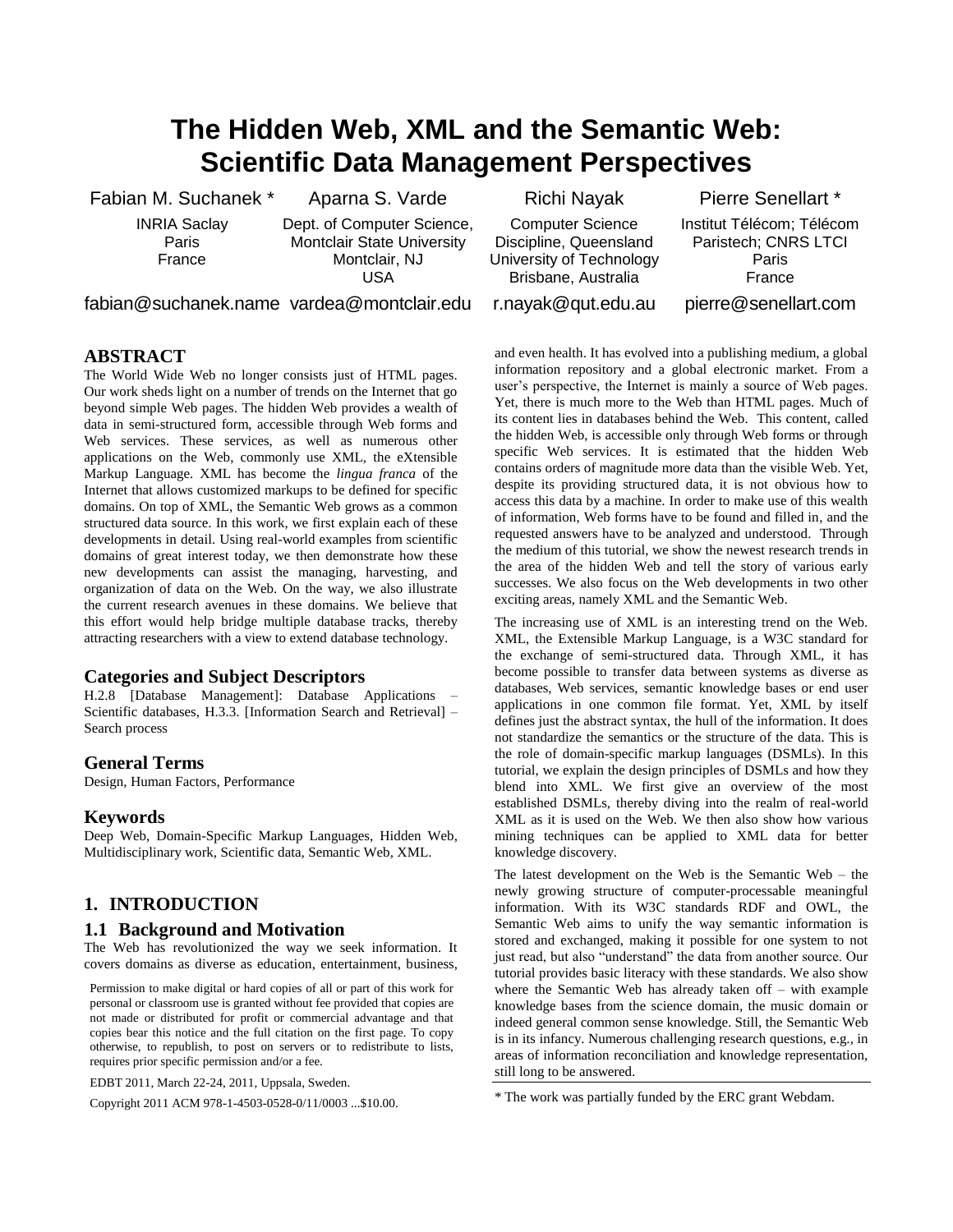# The Hidden Web, XML and the Semantic Web: Scientific Data Management Perspectives

Fabian M. Suchanek *  
INRIA Saclay  
Paris  
France  
fabian@suchanek.name

Aparna S. Varde  
Dept. of Computer Science,  
Montclair State University  
Montclair, NJ  
USA  
vardea@montclair.edu

Richi Nayak  
Computer Science  
Discipline, Queensland  
University of Technology  
Brisbane, Australia  
r.nayak@qut.edu.au

Pierre Senellart *  
Institut Télécom; Télécom  
Paristech; CNRS LTCI  
Paris  
France  
pierre@senellart.com

## ABSTRACT

The World Wide Web no longer consists just of HTML pages. Our work sheds light on a number of trends on the Internet that go beyond simple Web pages. The hidden Web provides a wealth of data in semi-structured form, accessible through Web forms and Web services. These services, as well as numerous other applications on the Web, commonly use XML, the eXtensible Markup Language. XML has become the *lingua franca* of the Internet that allows customized markups to be defined for specific domains. On top of XML, the Semantic Web grows as a common structured data source. In this work, we first explain each of these developments in detail. Using real-world examples from scientific domains of great interest today, we then demonstrate how these new developments can assist the managing, harvesting, and organization of data on the Web. On the way, we also illustrate the current research avenues in these domains. We believe that this effort would help bridge multiple database tracks, thereby attracting researchers with a view to extend database technology.

### Categories and Subject Descriptors

H.2.8 [Database Management]: Database Applications – Scientific databases, H.3.3. [Information Search and Retrieval] – Search process

### General Terms

Design, Human Factors, Performance

### Keywords

Deep Web, Domain-Specific Markup Languages, Hidden Web, Multidisciplinary work, Scientific data, Semantic Web, XML.

## 1. INTRODUCTION

### 1.1 Background and Motivation

The Web has revolutionized the way we seek information. It covers domains as diverse as education, entertainment, business, and even health. It has evolved into a publishing medium, a global information repository and a global electronic market. From a user's perspective, the Internet is mainly a source of Web pages. Yet, there is much more to the Web than HTML pages. Much of its content lies in databases behind the Web. This content, called the hidden Web, is accessible only through Web forms or through specific Web services. It is estimated that the hidden Web contains orders of magnitude more data than the visible Web. Yet, despite its providing structured data, it is not obvious how to access this data by a machine. In order to make use of this wealth of information, Web forms have to be found and filled in, and the requested answers have to be analyzed and understood. Through the medium of this tutorial, we show the newest research trends in the area of the hidden Web and tell the story of various early successes. We also focus on the Web developments in two other exciting areas, namely XML and the Semantic Web.

The increasing use of XML is an interesting trend on the Web. XML, the Extensible Markup Language, is a W3C standard for the exchange of semi-structured data. Through XML, it has become possible to transfer data between systems as diverse as databases, Web services, semantic knowledge bases or end user applications in one common file format. Yet, XML by itself defines just the abstract syntax, the hull of the information. It does not standardize the semantics or the structure of the data. This is the role of domain-specific markup languages (DSMLs). In this tutorial, we explain the design principles of DSMLs and how they blend into XML. We first give an overview of the most established DSMLs, thereby diving into the realm of real-world XML as it is used on the Web. We then also show how various mining techniques can be applied to XML data for better knowledge discovery.

The latest development on the Web is the Semantic Web – the newly growing structure of computer-processable meaningful information. With its W3C standards RDF and OWL, the Semantic Web aims to unify the way semantic information is stored and exchanged, making it possible for one system to not just read, but also "understand" the data from another source. Our tutorial provides basic literacy with these standards. We also show where the Semantic Web has already taken off – with example knowledge bases from the science domain, the music domain or indeed general common sense knowledge. Still, the Semantic Web is in its infancy. Numerous challenging research questions, e.g., in areas of information reconciliation and knowledge representation, still long to be answered.

Permission to make digital or hard copies of all or part of this work for personal or classroom use is granted without fee provided that copies are not made or distributed for profit or commercial advantage and that copies bear this notice and the full citation on the first page. To copy otherwise, to republish, to post on servers or to redistribute to lists, requires prior specific permission and/or a fee.

EDBT 2011, March 22-24, 2011, Uppsala, Sweden.

Copyright 2011 ACM 978-1-4503-0528-0/11/0003 ...$10.00.

\* The work was partially funded by the ERC grant Webdam.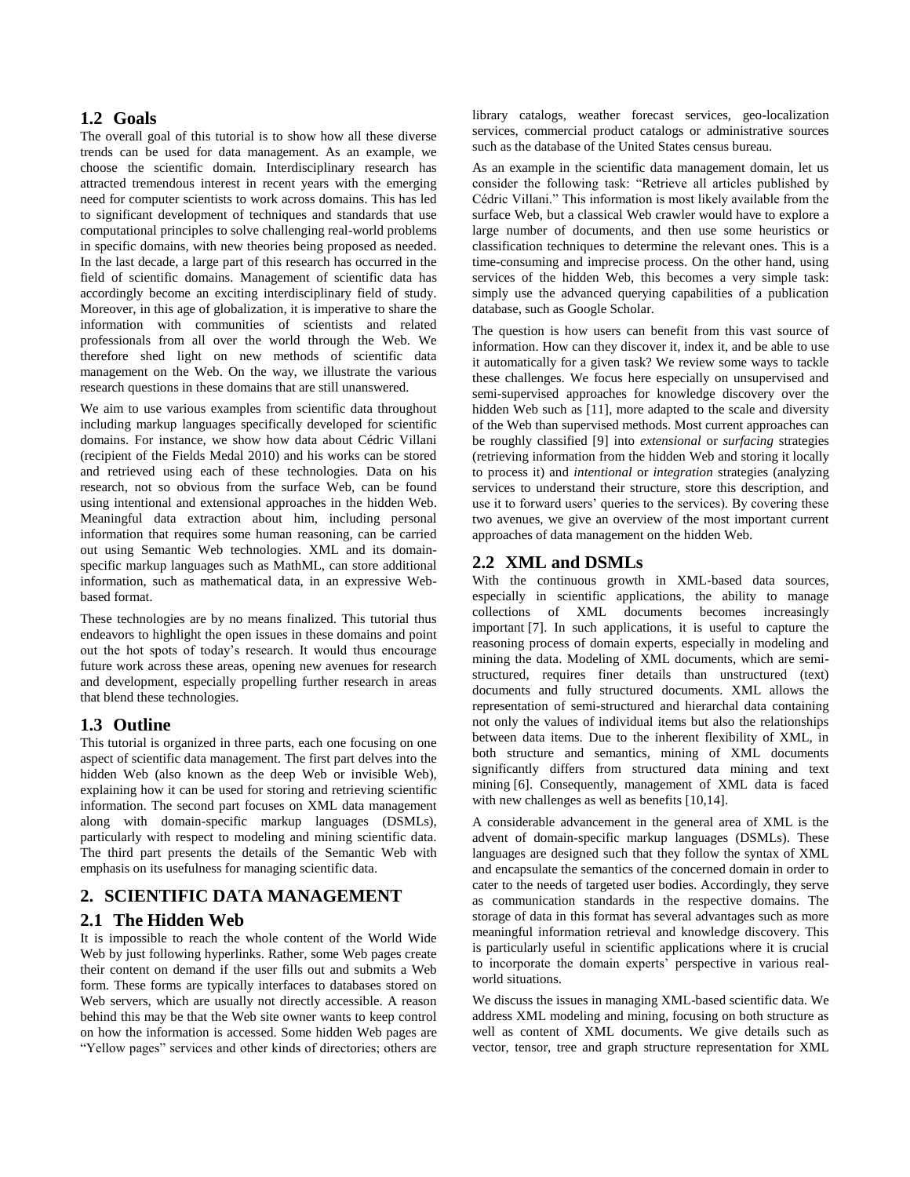## 1.2 Goals

The overall goal of this tutorial is to show how all these diverse trends can be used for data management. As an example, we choose the scientific domain. Interdisciplinary research has attracted tremendous interest in recent years with the emerging need for computer scientists to work across domains. This has led to significant development of techniques and standards that use computational principles to solve challenging real-world problems in specific domains, with new theories being proposed as needed. In the last decade, a large part of this research has occurred in the field of scientific domains. Management of scientific data has accordingly become an exciting interdisciplinary field of study. Moreover, in this age of globalization, it is imperative to share the information with communities of scientists and related professionals from all over the world through the Web. We therefore shed light on new methods of scientific data management on the Web. On the way, we illustrate the various research questions in these domains that are still unanswered.

We aim to use various examples from scientific data throughout including markup languages specifically developed for scientific domains. For instance, we show how data about Cédric Villani (recipient of the Fields Medal 2010) and his works can be stored and retrieved using each of these technologies. Data on his research, not so obvious from the surface Web, can be found using intentional and extensional approaches in the hidden Web. Meaningful data extraction about him, including personal information that requires some human reasoning, can be carried out using Semantic Web technologies. XML and its domain-specific markup languages such as MathML, can store additional information, such as mathematical data, in an expressive Web-based format.

These technologies are by no means finalized. This tutorial thus endeavors to highlight the open issues in these domains and point out the hot spots of today's research. It would thus encourage future work across these areas, opening new avenues for research and development, especially propelling further research in areas that blend these technologies.

## 1.3 Outline

This tutorial is organized in three parts, each one focusing on one aspect of scientific data management. The first part delves into the hidden Web (also known as the deep Web or invisible Web), explaining how it can be used for storing and retrieving scientific information. The second part focuses on XML data management along with domain-specific markup languages (DSMLs), particularly with respect to modeling and mining scientific data. The third part presents the details of the Semantic Web with emphasis on its usefulness for managing scientific data.

# 2. SCIENTIFIC DATA MANAGEMENT

## 2.1 The Hidden Web

It is impossible to reach the whole content of the World Wide Web by just following hyperlinks. Rather, some Web pages create their content on demand if the user fills out and submits a Web form. These forms are typically interfaces to databases stored on Web servers, which are usually not directly accessible. A reason behind this may be that the Web site owner wants to keep control on how the information is accessed. Some hidden Web pages are "Yellow pages" services and other kinds of directories; others are library catalogs, weather forecast services, geo-localization services, commercial product catalogs or administrative sources such as the database of the United States census bureau.

As an example in the scientific data management domain, let us consider the following task: "Retrieve all articles published by Cédric Villani." This information is most likely available from the surface Web, but a classical Web crawler would have to explore a large number of documents, and then use some heuristics or classification techniques to determine the relevant ones. This is a time-consuming and imprecise process. On the other hand, using services of the hidden Web, this becomes a very simple task: simply use the advanced querying capabilities of a publication database, such as Google Scholar.

The question is how users can benefit from this vast source of information. How can they discover it, index it, and be able to use it automatically for a given task? We review some ways to tackle these challenges. We focus here especially on unsupervised and semi-supervised approaches for knowledge discovery over the hidden Web such as [11], more adapted to the scale and diversity of the Web than supervised methods. Most current approaches can be roughly classified [9] into *extensional* or *surfacing* strategies (retrieving information from the hidden Web and storing it locally to process it) and *intentional* or *integration* strategies (analyzing services to understand their structure, store this description, and use it to forward users' queries to the services). By covering these two avenues, we give an overview of the most important current approaches of data management on the hidden Web.

## 2.2 XML and DSMLs

With the continuous growth in XML-based data sources, especially in scientific applications, the ability to manage collections of XML documents becomes increasingly important [7]. In such applications, it is useful to capture the reasoning process of domain experts, especially in modeling and mining the data. Modeling of XML documents, which are semi-structured, requires finer details than unstructured (text) documents and fully structured documents. XML allows the representation of semi-structured and hierarchal data containing not only the values of individual items but also the relationships between data items. Due to the inherent flexibility of XML, in both structure and semantics, mining of XML documents significantly differs from structured data mining and text mining [6]. Consequently, management of XML data is faced with new challenges as well as benefits [10,14].

A considerable advancement in the general area of XML is the advent of domain-specific markup languages (DSMLs). These languages are designed such that they follow the syntax of XML and encapsulate the semantics of the concerned domain in order to cater to the needs of targeted user bodies. Accordingly, they serve as communication standards in the respective domains. The storage of data in this format has several advantages such as more meaningful information retrieval and knowledge discovery. This is particularly useful in scientific applications where it is crucial to incorporate the domain experts' perspective in various real-world situations.

We discuss the issues in managing XML-based scientific data. We address XML modeling and mining, focusing on both structure as well as content of XML documents. We give details such as vector, tensor, tree and graph structure representation for XML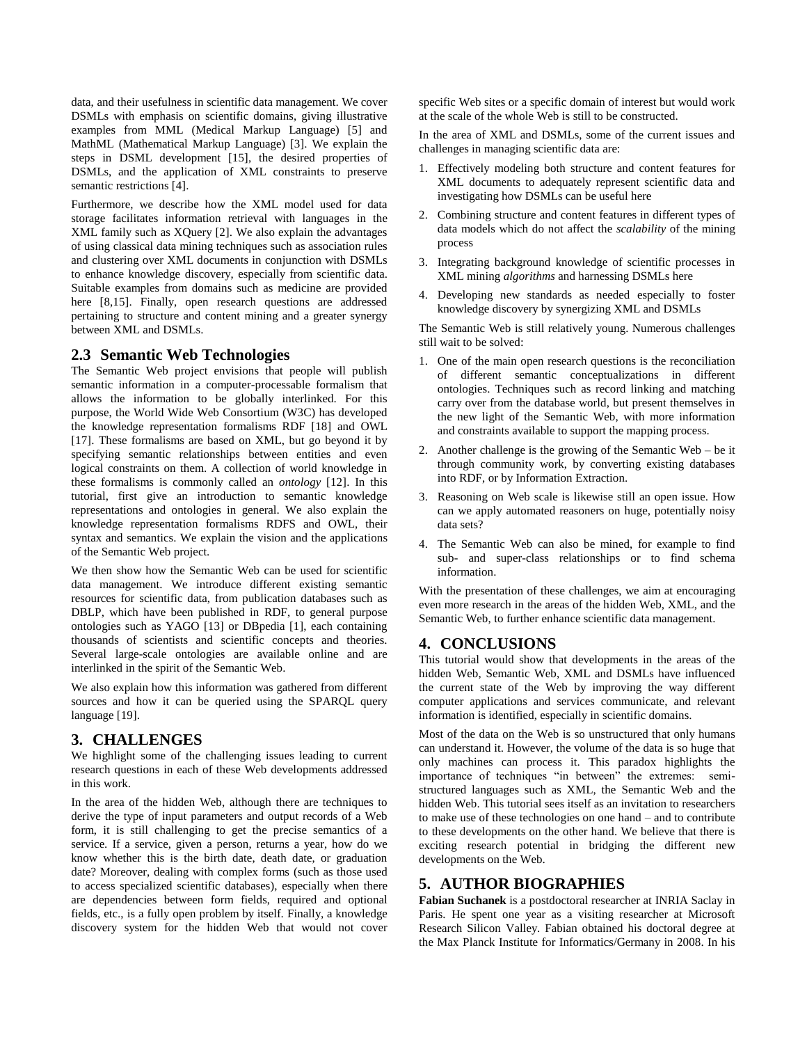data, and their usefulness in scientific data management. We cover DSMLs with emphasis on scientific domains, giving illustrative examples from MML (Medical Markup Language) [5] and MathML (Mathematical Markup Language) [3]. We explain the steps in DSML development [15], the desired properties of DSMLs, and the application of XML constraints to preserve semantic restrictions [4].

Furthermore, we describe how the XML model used for data storage facilitates information retrieval with languages in the XML family such as XQuery [2]. We also explain the advantages of using classical data mining techniques such as association rules and clustering over XML documents in conjunction with DSMLs to enhance knowledge discovery, especially from scientific data. Suitable examples from domains such as medicine are provided here [8,15]. Finally, open research questions are addressed pertaining to structure and content mining and a greater synergy between XML and DSMLs.

## 2.3 Semantic Web Technologies

The Semantic Web project envisions that people will publish semantic information in a computer-processable formalism that allows the information to be globally interlinked. For this purpose, the World Wide Web Consortium (W3C) has developed the knowledge representation formalisms RDF [18] and OWL [17]. These formalisms are based on XML, but go beyond it by specifying semantic relationships between entities and even logical constraints on them. A collection of world knowledge in these formalisms is commonly called an *ontology* [12]. In this tutorial, first give an introduction to semantic knowledge representations and ontologies in general. We also explain the knowledge representation formalisms RDFS and OWL, their syntax and semantics. We explain the vision and the applications of the Semantic Web project.

We then show how the Semantic Web can be used for scientific data management. We introduce different existing semantic resources for scientific data, from publication databases such as DBLP, which have been published in RDF, to general purpose ontologies such as YAGO [13] or DBpedia [1], each containing thousands of scientists and scientific concepts and theories. Several large-scale ontologies are available online and are interlinked in the spirit of the Semantic Web.

We also explain how this information was gathered from different sources and how it can be queried using the SPARQL query language [19].

# 3. CHALLENGES

We highlight some of the challenging issues leading to current research questions in each of these Web developments addressed in this work.

In the area of the hidden Web, although there are techniques to derive the type of input parameters and output records of a Web form, it is still challenging to get the precise semantics of a service. If a service, given a person, returns a year, how do we know whether this is the birth date, death date, or graduation date? Moreover, dealing with complex forms (such as those used to access specialized scientific databases), especially when there are dependencies between form fields, required and optional fields, etc., is a fully open problem by itself. Finally, a knowledge discovery system for the hidden Web that would not cover specific Web sites or a specific domain of interest but would work at the scale of the whole Web is still to be constructed.

In the area of XML and DSMLs, some of the current issues and challenges in managing scientific data are:

1. Effectively modeling both structure and content features for XML documents to adequately represent scientific data and investigating how DSMLs can be useful here
2. Combining structure and content features in different types of data models which do not affect the *scalability* of the mining process
3. Integrating background knowledge of scientific processes in XML mining *algorithms* and harnessing DSMLs here
4. Developing new standards as needed especially to foster knowledge discovery by synergizing XML and DSMLs

The Semantic Web is still relatively young. Numerous challenges still wait to be solved:

1. One of the main open research questions is the reconciliation of different semantic conceptualizations in different ontologies. Techniques such as record linking and matching carry over from the database world, but present themselves in the new light of the Semantic Web, with more information and constraints available to support the mapping process.
2. Another challenge is the growing of the Semantic Web – be it through community work, by converting existing databases into RDF, or by Information Extraction.
3. Reasoning on Web scale is likewise still an open issue. How can we apply automated reasoners on huge, potentially noisy data sets?
4. The Semantic Web can also be mined, for example to find sub- and super-class relationships or to find schema information.

With the presentation of these challenges, we aim at encouraging even more research in the areas of the hidden Web, XML, and the Semantic Web, to further enhance scientific data management.

# 4. CONCLUSIONS

This tutorial would show that developments in the areas of the hidden Web, Semantic Web, XML and DSMLs have influenced the current state of the Web by improving the way different computer applications and services communicate, and relevant information is identified, especially in scientific domains.

Most of the data on the Web is so unstructured that only humans can understand it. However, the volume of the data is so huge that only machines can process it. This paradox highlights the importance of techniques "in between" the extremes: semi-structured languages such as XML, the Semantic Web and the hidden Web. This tutorial sees itself as an invitation to researchers to make use of these technologies on one hand – and to contribute to these developments on the other hand. We believe that there is exciting research potential in bridging the different new developments on the Web.

# 5. AUTHOR BIOGRAPHIES

**Fabian Suchanek** is a postdoctoral researcher at INRIA Saclay in Paris. He spent one year as a visiting researcher at Microsoft Research Silicon Valley. Fabian obtained his doctoral degree at the Max Planck Institute for Informatics/Germany in 2008. In his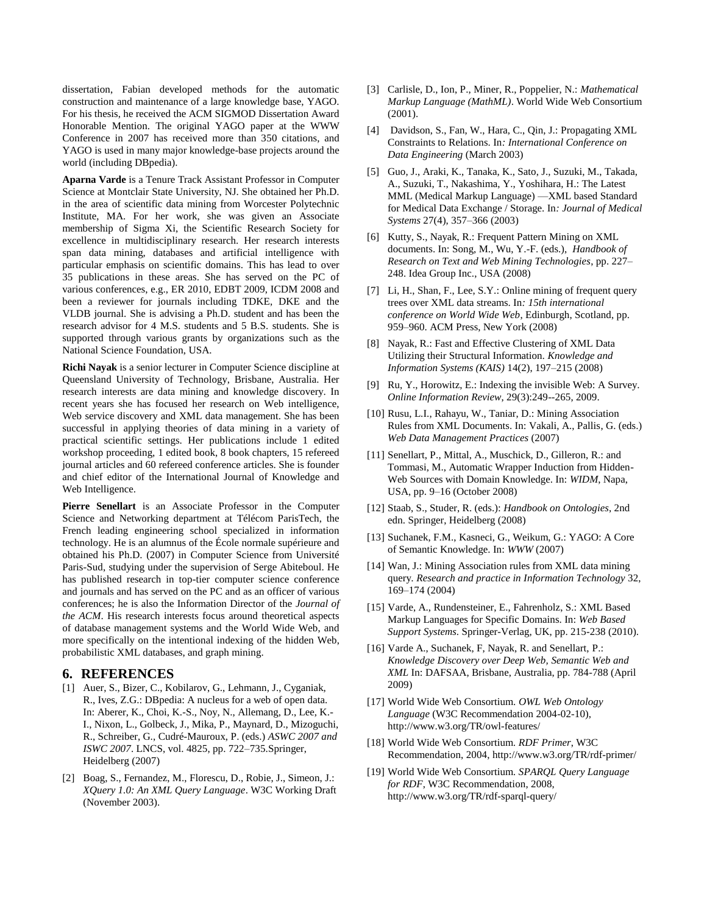dissertation, Fabian developed methods for the automatic construction and maintenance of a large knowledge base, YAGO. For his thesis, he received the ACM SIGMOD Dissertation Award Honorable Mention. The original YAGO paper at the WWW Conference in 2007 has received more than 350 citations, and YAGO is used in many major knowledge-base projects around the world (including DBpedia).

**Aparna Varde** is a Tenure Track Assistant Professor in Computer Science at Montclair State University, NJ. She obtained her Ph.D. in the area of scientific data mining from Worcester Polytechnic Institute, MA. For her work, she was given an Associate membership of Sigma Xi, the Scientific Research Society for excellence in multidisciplinary research. Her research interests span data mining, databases and artificial intelligence with particular emphasis on scientific domains. This has lead to over 35 publications in these areas. She has served on the PC of various conferences, e.g., ER 2010, EDBT 2009, ICDM 2008 and been a reviewer for journals including TDKE, DKE and the VLDB journal. She is advising a Ph.D. student and has been the research advisor for 4 M.S. students and 5 B.S. students. She is supported through various grants by organizations such as the National Science Foundation, USA.

**Richi Nayak** is a senior lecturer in Computer Science discipline at Queensland University of Technology, Brisbane, Australia. Her research interests are data mining and knowledge discovery. In recent years she has focused her research on Web intelligence, Web service discovery and XML data management. She has been successful in applying theories of data mining in a variety of practical scientific settings. Her publications include 1 edited workshop proceeding, 1 edited book, 8 book chapters, 15 refereed journal articles and 60 refereed conference articles. She is founder and chief editor of the International Journal of Knowledge and Web Intelligence.

**Pierre Senellart** is an Associate Professor in the Computer Science and Networking department at Télécom ParisTech, the French leading engineering school specialized in information technology. He is an alumnus of the École normale supérieure and obtained his Ph.D. (2007) in Computer Science from Université Paris-Sud, studying under the supervision of Serge Abiteboul. He has published research in top-tier computer science conference and journals and has served on the PC and as an officer of various conferences; he is also the Information Director of the *Journal of the ACM*. His research interests focus around theoretical aspects of database management systems and the World Wide Web, and more specifically on the intentional indexing of the hidden Web, probabilistic XML databases, and graph mining.

## 6. REFERENCES

[1] Auer, S., Bizer, C., Kobilarov, G., Lehmann, J., Cyganiak, R., Ives, Z.G.: DBpedia: A nucleus for a web of open data. In: Aberer, K., Choi, K.-S., Noy, N., Allemang, D., Lee, K.-I., Nixon, L., Golbeck, J., Mika, P., Maynard, D., Mizoguchi, R., Schreiber, G., Cudré-Mauroux, P. (eds.) *ASWC 2007 and ISWC 2007*. LNCS, vol. 4825, pp. 722–735.Springer, Heidelberg (2007)

[2] Boag, S., Fernandez, M., Florescu, D., Robie, J., Simeon, J.: *XQuery 1.0: An XML Query Language*. W3C Working Draft (November 2003).

[3] Carlisle, D., Ion, P., Miner, R., Poppelier, N.: *Mathematical Markup Language (MathML)*. World Wide Web Consortium (2001).

[4] Davidson, S., Fan, W., Hara, C., Qin, J.: Propagating XML Constraints to Relations. In*: International Conference on Data Engineering* (March 2003)

[5] Guo, J., Araki, K., Tanaka, K., Sato, J., Suzuki, M., Takada, A., Suzuki, T., Nakashima, Y., Yoshihara, H.: The Latest MML (Medical Markup Language) —XML based Standard for Medical Data Exchange / Storage. In*: Journal of Medical Systems* 27(4), 357–366 (2003)

[6] Kutty, S., Nayak, R.: Frequent Pattern Mining on XML documents. In: Song, M., Wu, Y.-F. (eds.), *Handbook of Research on Text and Web Mining Technologies*, pp. 227–248. Idea Group Inc., USA (2008)

[7] Li, H., Shan, F., Lee, S.Y.: Online mining of frequent query trees over XML data streams. In*: 15th international conference on World Wide Web*, Edinburgh, Scotland, pp. 959–960. ACM Press, New York (2008)

[8] Nayak, R.: Fast and Effective Clustering of XML Data Utilizing their Structural Information. *Knowledge and Information Systems (KAIS)* 14(2), 197–215 (2008)

[9] Ru, Y., Horowitz, E.: Indexing the invisible Web: A Survey. *Online Information Review*, 29(3):249--265, 2009.

[10] Rusu, L.I., Rahayu, W., Taniar, D.: Mining Association Rules from XML Documents. In: Vakali, A., Pallis, G. (eds.) *Web Data Management Practices* (2007)

[11] Senellart, P., Mittal, A., Muschick, D., Gilleron, R.: and Tommasi, M., Automatic Wrapper Induction from Hidden-Web Sources with Domain Knowledge. In: *WIDM*, Napa, USA, pp. 9–16 (October 2008)

[12] Staab, S., Studer, R. (eds.): *Handbook on Ontologies*, 2nd edn. Springer, Heidelberg (2008)

[13] Suchanek, F.M., Kasneci, G., Weikum, G.: YAGO: A Core of Semantic Knowledge. In: *WWW* (2007)

[14] Wan, J.: Mining Association rules from XML data mining query. *Research and practice in Information Technology* 32, 169–174 (2004)

[15] Varde, A., Rundensteiner, E., Fahrenholz, S.: XML Based Markup Languages for Specific Domains. In: *Web Based Support Systems*. Springer-Verlag, UK, pp. 215-238 (2010).

[16] Varde A., Suchanek, F, Nayak, R. and Senellart, P.: *Knowledge Discovery over Deep Web, Semantic Web and XML* In: DAFSAA, Brisbane, Australia, pp. 784-788 (April 2009)

[17] World Wide Web Consortium. *OWL Web Ontology Language* (W3C Recommendation 2004-02-10), http://www.w3.org/TR/owl-features/

[18] World Wide Web Consortium. *RDF Primer*, W3C Recommendation, 2004, http://www.w3.org/TR/rdf-primer/

[19] World Wide Web Consortium. *SPARQL Query Language for RDF*, W3C Recommendation, 2008, http://www.w3.org/TR/rdf-sparql-query/